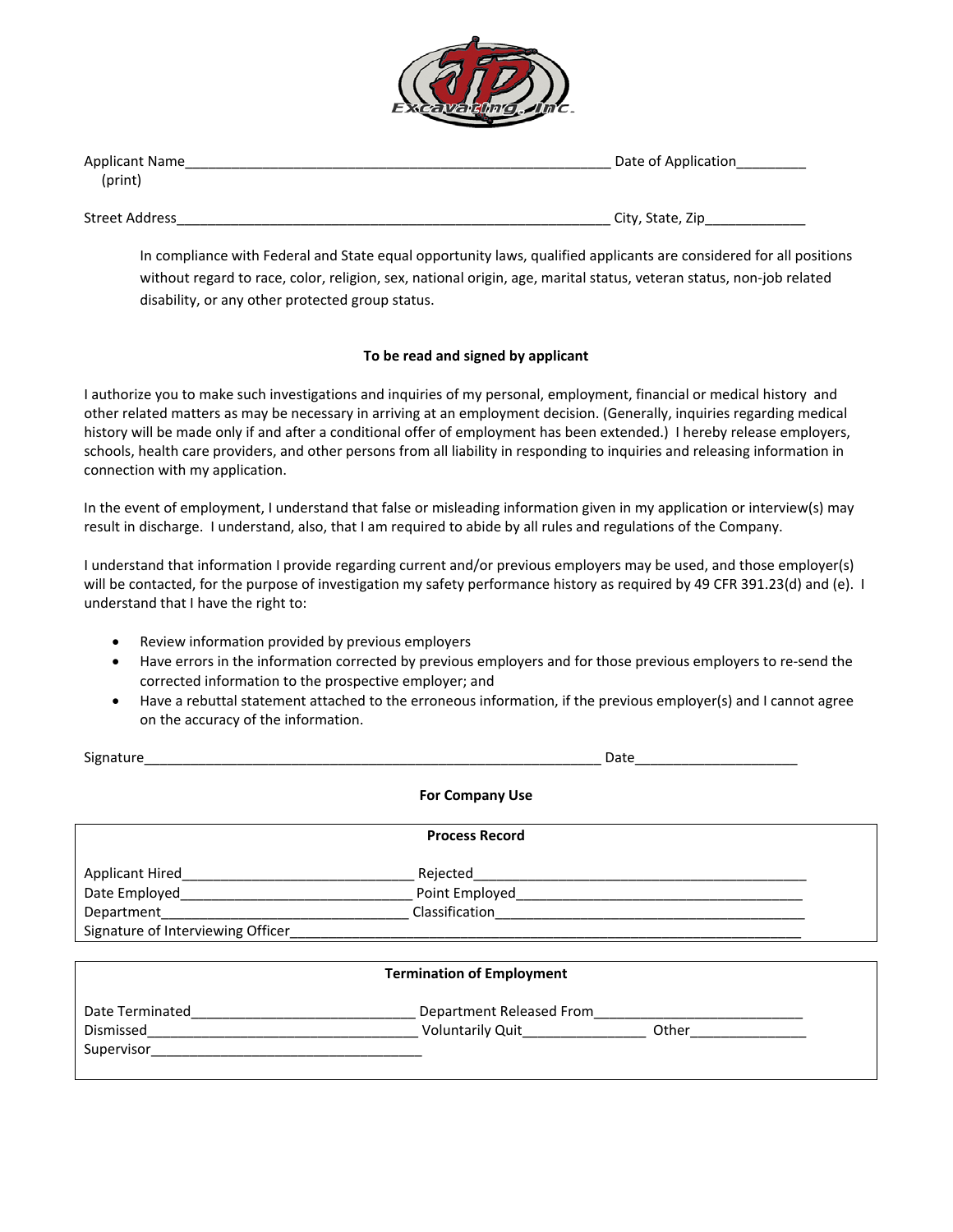Applicant Name\_\_\_\_\_\_\_\_\_\_\_\_\_\_\_\_\_\_\_\_\_\_\_\_\_\_\_\_\_\_\_\_\_\_\_\_\_\_\_\_\_\_\_\_\_\_\_\_\_\_\_\_\_\_\_\_ Date of Application\_\_\_\_\_\_\_\_\_
(print)

Street Address\_\_\_\_\_\_\_\_\_\_\_\_\_\_\_\_\_\_\_\_\_\_\_\_\_\_\_\_\_\_\_\_\_\_\_\_\_\_\_\_\_\_\_\_\_\_\_\_\_\_\_\_\_\_\_\_\_\_ City, State, Zip\_\_\_\_\_\_\_\_\_\_\_\_\_

In compliance with Federal and State equal opportunity laws, qualified applicants are considered for all positions without regard to race, color, religion, sex, national origin, age, marital status, veteran status, non-job related disability, or any other protected group status.

**To be read and signed by applicant**

I authorize you to make such investigations and inquiries of my personal, employment, financial or medical history and other related matters as may be necessary in arriving at an employment decision. (Generally, inquiries regarding medical history will be made only if and after a conditional offer of employment has been extended.) I hereby release employers, schools, health care providers, and other persons from all liability in responding to inquiries and releasing information in connection with my application.

In the event of employment, I understand that false or misleading information given in my application or interview(s) may result in discharge. I understand, also, that I am required to abide by all rules and regulations of the Company.

I understand that information I provide regarding current and/or previous employers may be used, and those employer(s) will be contacted, for the purpose of investigation my safety performance history as required by 49 CFR 391.23(d) and (e). I understand that I have the right to:

- Review information provided by previous employers
- Have errors in the information corrected by previous employers and for those previous employers to re-send the corrected information to the prospective employer; and
- Have a rebuttal statement attached to the erroneous information, if the previous employer(s) and I cannot agree on the accuracy of the information.

Signature\_\_\_\_\_\_\_\_\_\_\_\_\_\_\_\_\_\_\_\_\_\_\_\_\_\_\_\_\_\_\_\_\_\_\_\_\_\_\_\_\_\_\_\_\_\_\_\_\_\_\_\_\_\_\_\_\_\_\_\_ Date\_\_\_\_\_\_\_\_\_\_\_\_\_\_\_\_\_\_\_\_\_\_

**For Company Use**

**Process Record**

Applicant Hired\_\_\_\_\_\_\_\_\_\_\_\_\_\_\_\_\_\_\_\_\_\_\_\_\_\_\_\_\_\_\_ Rejected\_\_\_\_\_\_\_\_\_\_\_\_\_\_\_\_\_\_\_\_\_\_\_\_\_\_\_\_\_\_\_\_\_\_\_\_\_\_\_\_\_\_\_\_
Date Employed\_\_\_\_\_\_\_\_\_\_\_\_\_\_\_\_\_\_\_\_\_\_\_\_\_\_\_\_\_\_\_ Point Employed\_\_\_\_\_\_\_\_\_\_\_\_\_\_\_\_\_\_\_\_\_\_\_\_\_\_\_\_\_\_\_\_\_\_\_\_\_\_\_
Department\_\_\_\_\_\_\_\_\_\_\_\_\_\_\_\_\_\_\_\_\_\_\_\_\_\_\_\_\_\_\_\_\_\_ Classification\_\_\_\_\_\_\_\_\_\_\_\_\_\_\_\_\_\_\_\_\_\_\_\_\_\_\_\_\_\_\_\_\_\_\_\_\_\_\_\_\_
Signature of Interviewing Officer\_\_\_\_\_\_\_\_\_\_\_\_\_\_\_\_\_\_\_\_\_\_\_\_\_\_\_\_\_\_\_\_\_\_\_\_\_\_\_\_\_\_\_\_\_\_\_\_\_\_\_\_\_\_\_\_\_\_\_\_\_\_\_\_\_\_\_\_\_\_\_\_

**Termination of Employment**

Date Terminated\_\_\_\_\_\_\_\_\_\_\_\_\_\_\_\_\_\_\_\_\_\_\_\_\_\_\_\_\_\_ Department Released From\_\_\_\_\_\_\_\_\_\_\_\_\_\_\_\_\_\_\_\_\_\_\_\_\_\_\_\_
Dismissed\_\_\_\_\_\_\_\_\_\_\_\_\_\_\_\_\_\_\_\_\_\_\_\_\_\_\_\_\_\_\_\_\_\_\_\_ Voluntarily Quit\_\_\_\_\_\_\_\_\_\_\_\_\_\_\_\_ Other\_\_\_\_\_\_\_\_\_\_\_\_\_\_\_\_
Supervisor\_\_\_\_\_\_\_\_\_\_\_\_\_\_\_\_\_\_\_\_\_\_\_\_\_\_\_\_\_\_\_\_\_\_\_\_\_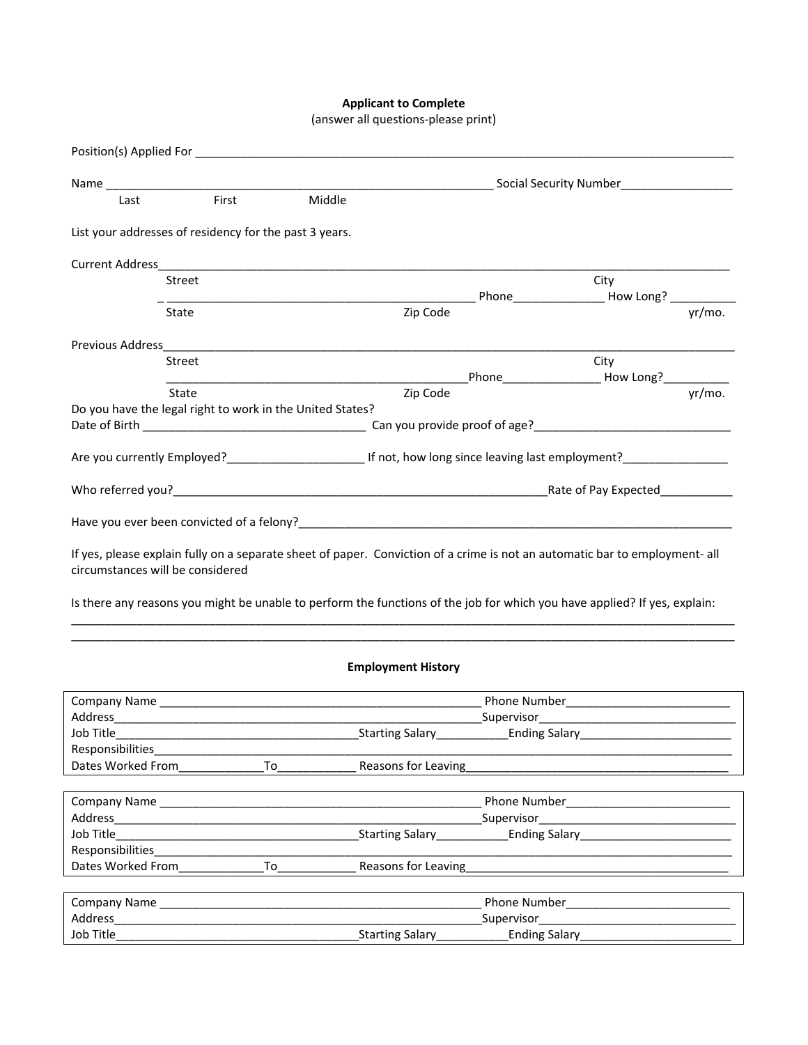**Applicant to Complete**
(answer all questions-please print)

Position(s) Applied For ____________________________________________________________________________

Name ____________________________________________________ Social Security Number________________
Last First Middle

List your addresses of residency for the past 3 years.

Current Address____________________________________________________________________________________
Street City
_ ______________________________________________ Phone_____________ How Long? __________
State Zip Code yr/mo.

Previous Address___________________________________________________________________________________
Street City
_______________________________________________Phone_______________ How Long?__________
State Zip Code yr/mo.

Do you have the legal right to work in the United States?
Date of Birth _________________________________ Can you provide proof of age?_____________________________

Are you currently Employed?____________________ If not, how long since leaving last employment?_______________

Who referred you?__________________________________________________________Rate of Pay Expected__________

Have you ever been convicted of a felony?__________________________________________________________________

If yes, please explain fully on a separate sheet of paper. Conviction of a crime is not an automatic bar to employment- all circumstances will be considered

Is there any reasons you might be unable to perform the functions of the job for which you have applied? If yes, explain:
_____________________________________________________________________________________________________
_____________________________________________________________________________________________________

**Employment History**

Company Name ______________________________________________ Phone Number________________________
Address_____________________________________________________Supervisor____________________________
Job Title__________________________________Starting Salary__________Ending Salary_______________________
Responsibilities______________________________________________________________________________________
Dates Worked From____________To___________ Reasons for Leaving__________________________________________

Company Name ______________________________________________ Phone Number________________________
Address_____________________________________________________Supervisor____________________________
Job Title__________________________________Starting Salary__________Ending Salary_______________________
Responsibilities______________________________________________________________________________________
Dates Worked From____________To___________ Reasons for Leaving__________________________________________

Company Name ______________________________________________ Phone Number________________________
Address_____________________________________________________Supervisor____________________________
Job Title__________________________________Starting Salary__________Ending Salary_______________________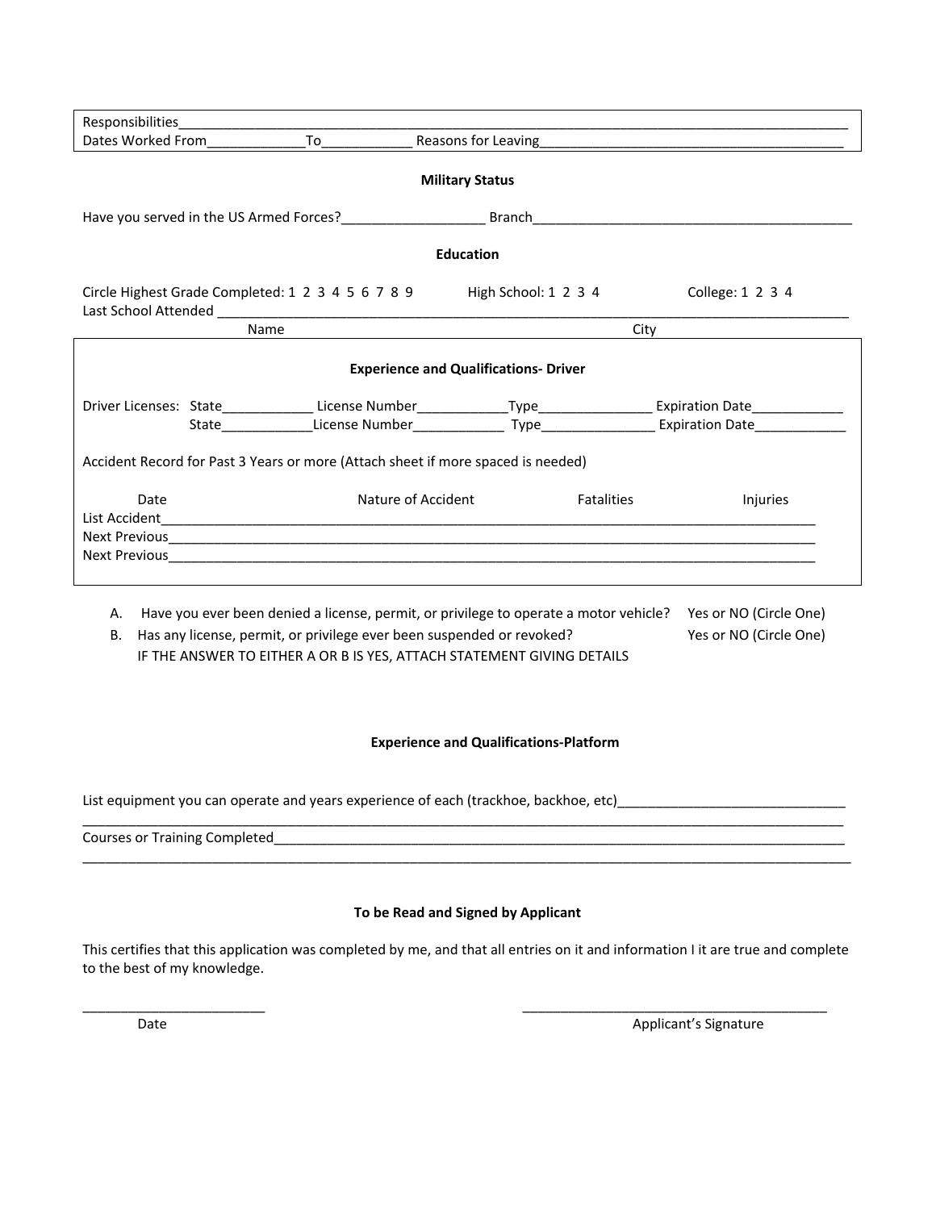Responsibilities______________________________________________________________________________
Dates Worked From_____________To____________ Reasons for Leaving_________________________________________

## Military Status

Have you served in the US Armed Forces?___________________ Branch____________________________________________

## Education

Circle Highest Grade Completed: 1 2 3 4 5 6 7 8 9     High School: 1 2 3 4     College: 1 2 3 4
Last School Attended ________________________________________________________________________________
Name                                                                    City

## Experience and Qualifications- Driver

Driver Licenses: State____________ License Number____________Type_______________ Expiration Date____________
State____________License Number____________ Type_______________ Expiration Date____________

Accident Record for Past 3 Years or more (Attach sheet if more spaced is needed)

Date          Nature of Accident          Fatalities          Injuries
List Accident__________________________________________________________________________________
Next Previous_________________________________________________________________________________
Next Previous_________________________________________________________________________________

A. Have you ever been denied a license, permit, or privilege to operate a motor vehicle? Yes or NO (Circle One)
B. Has any license, permit, or privilege ever been suspended or revoked? Yes or NO (Circle One)

IF THE ANSWER TO EITHER A OR B IS YES, ATTACH STATEMENT GIVING DETAILS

## Experience and Qualifications-Platform

List equipment you can operate and years experience of each (trackhoe, backhoe, etc)______________________________
_____________________________________________________________________________________________
Courses or Training Completed__________________________________________________________________________
_____________________________________________________________________________________________

## To be Read and Signed by Applicant

This certifies that this application was completed by me, and that all entries on it and information I it are true and complete to the best of my knowledge.

________________________                    __________________________________________
Date                                                              Applicant's Signature